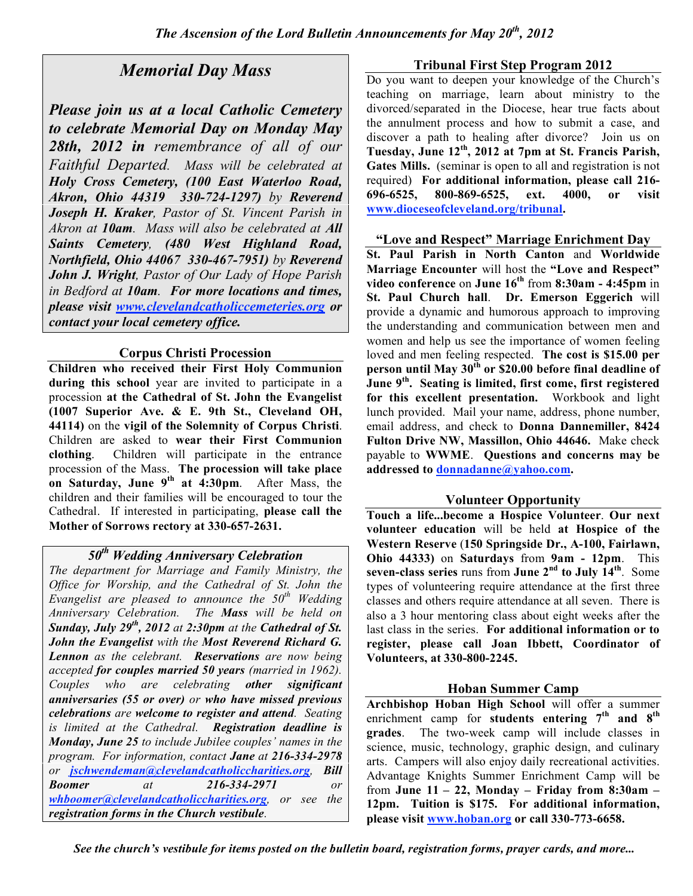*The Ascension of the Lord Bulletin Announcements for May 20th, 2012*

## *Memorial Day Mass*

***Please join us at a local Catholic Cemetery to celebrate Memorial Day on Monday May 28th, 2012 in*** *remembrance of all of our Faithful Departed. Mass will be celebrated at* ***Holy Cross Cemetery, (100 East Waterloo Road, Akron, Ohio 44319 330-724-1297)*** *by* ***Reverend Joseph H. Kraker****, Pastor of St. Vincent Parish in Akron at* ***10am****. Mass will also be celebrated at* ***All Saints Cemetery****,* ***(480 West Highland Road, Northfield, Ohio 44067 330-467-7951)*** *by* ***Reverend John J. Wright****, Pastor of Our Lady of Hope Parish in Bedford at* ***10am****.* ***For more locations and times, please visit www.clevelandcatholiccemeteries.org or contact your local cemetery office.***

### Corpus Christi Procession

**Children who received their First Holy Communion during this school** year are invited to participate in a procession **at the Cathedral of St. John the Evangelist (1007 Superior Ave. & E. 9th St., Cleveland OH, 44114)** on the **vigil of the Solemnity of Corpus Christi**. Children are asked to **wear their First Communion clothing**. Children will participate in the entrance procession of the Mass. **The procession will take place on Saturday, June 9th at 4:30pm**. After Mass, the children and their families will be encouraged to tour the Cathedral. If interested in participating, **please call the Mother of Sorrows rectory at 330-657-2631.**

### *50th Wedding Anniversary Celebration*

*The department for Marriage and Family Ministry, the Office for Worship, and the Cathedral of St. John the Evangelist are pleased to announce the 50th Wedding Anniversary Celebration. The* ***Mass*** *will be held on* ***Sunday, July 29th, 2012*** *at* ***2:30pm*** *at the* ***Cathedral of St. John the Evangelist*** *with the* ***Most Reverend Richard G. Lennon*** *as the celebrant.* ***Reservations*** *are now being accepted* ***for couples married 50 years*** *(married in 1962). Couples who are celebrating* ***other significant anniversaries (55 or over)*** *or* ***who have missed previous celebrations*** *are* ***welcome to register and attend****. Seating is limited at the Cathedral.* ***Registration deadline is Monday, June 25*** *to include Jubilee couples' names in the program. For information, contact* ***Jane*** *at* ***216-334-2978*** *or* ***jschwendeman@clevelandcatholiccharities.org****,* ***Bill Boomer*** *at* ***216-334-2971*** *or* ***whboomer@clevelandcatholiccharities.org****, or see the* ***registration forms in the Church vestibule****.*

### Tribunal First Step Program 2012

Do you want to deepen your knowledge of the Church's teaching on marriage, learn about ministry to the divorced/separated in the Diocese, hear true facts about the annulment process and how to submit a case, and discover a path to healing after divorce? Join us on **Tuesday, June 12th, 2012 at 7pm at St. Francis Parish, Gates Mills.** (seminar is open to all and registration is not required) **For additional information, please call 216-696-6525, 800-869-6525, ext. 4000, or visit www.dioceseofcleveland.org/tribunal.**

### "Love and Respect" Marriage Enrichment Day

**St. Paul Parish in North Canton** and **Worldwide Marriage Encounter** will host the **"Love and Respect" video conference** on **June 16th** from **8:30am - 4:45pm** in **St. Paul Church hall**. **Dr. Emerson Eggerich** will provide a dynamic and humorous approach to improving the understanding and communication between men and women and help us see the importance of women feeling loved and men feeling respected. **The cost is $15.00 per person until May 30th or $20.00 before final deadline of June 9th. Seating is limited, first come, first registered for this excellent presentation.** Workbook and light lunch provided. Mail your name, address, phone number, email address, and check to **Donna Dannemiller, 8424 Fulton Drive NW, Massillon, Ohio 44646.** Make check payable to **WWME**. **Questions and concerns may be addressed to donnadanne@yahoo.com.**

### Volunteer Opportunity

**Touch a life...become a Hospice Volunteer**. **Our next volunteer education** will be held **at Hospice of the Western Reserve** (**150 Springside Dr., A-100, Fairlawn, Ohio 44333)** on **Saturdays** from **9am - 12pm**. This **seven-class series** runs from **June 2nd to July 14th**. Some types of volunteering require attendance at the first three classes and others require attendance at all seven. There is also a 3 hour mentoring class about eight weeks after the last class in the series. **For additional information or to register, please call Joan Ibbett, Coordinator of Volunteers, at 330-800-2245.**

### Hoban Summer Camp

**Archbishop Hoban High School** will offer a summer enrichment camp for **students entering 7th and 8th grades**. The two-week camp will include classes in science, music, technology, graphic design, and culinary arts. Campers will also enjoy daily recreational activities. Advantage Knights Summer Enrichment Camp will be from **June 11 – 22, Monday – Friday from 8:30am – 12pm. Tuition is $175. For additional information, please visit www.hoban.org or call 330-773-6658.**

*See the church's vestibule for items posted on the bulletin board, registration forms, prayer cards, and more...*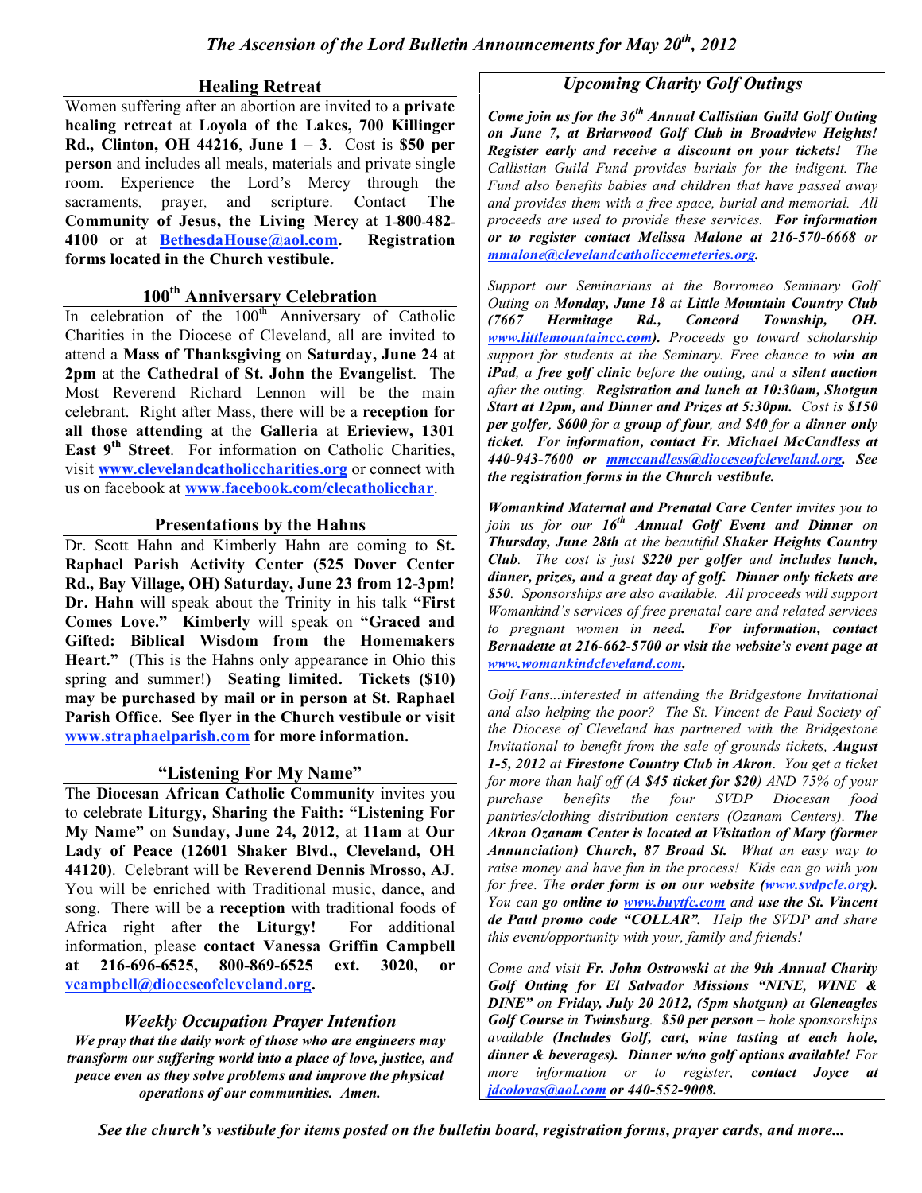# *The Ascension of the Lord Bulletin Announcements for May 20th, 2012*

## Healing Retreat

Women suffering after an abortion are invited to a **private healing retreat** at **Loyola of the Lakes, 700 Killinger Rd., Clinton, OH 44216**, **June 1 – 3**. Cost is **$50 per person** and includes all meals, materials and private single room. Experience the Lord's Mercy through the sacraments, prayer, and scripture. Contact **The Community of Jesus, the Living Mercy** at **1-800-482-4100** or at **BethesdaHouse@aol.com. Registration forms located in the Church vestibule.**

## 100th Anniversary Celebration

In celebration of the 100th Anniversary of Catholic Charities in the Diocese of Cleveland, all are invited to attend a **Mass of Thanksgiving** on **Saturday, June 24** at **2pm** at the **Cathedral of St. John the Evangelist**. The Most Reverend Richard Lennon will be the main celebrant. Right after Mass, there will be a **reception for all those attending** at the **Galleria** at **Erieview, 1301 East 9th Street**. For information on Catholic Charities, visit **www.clevelandcatholiccharities.org** or connect with us on facebook at **www.facebook.com/clecatholicchar**.

## Presentations by the Hahns

Dr. Scott Hahn and Kimberly Hahn are coming to **St. Raphael Parish Activity Center (525 Dover Center Rd., Bay Village, OH) Saturday, June 23 from 12-3pm! Dr. Hahn** will speak about the Trinity in his talk **"First Comes Love." Kimberly** will speak on **"Graced and Gifted: Biblical Wisdom from the Homemakers Heart."** (This is the Hahns only appearance in Ohio this spring and summer!) **Seating limited. Tickets ($10) may be purchased by mail or in person at St. Raphael Parish Office. See flyer in the Church vestibule or visit www.straphaelparish.com for more information.**

## "Listening For My Name"

The **Diocesan African Catholic Community** invites you to celebrate **Liturgy, Sharing the Faith: "Listening For My Name"** on **Sunday, June 24, 2012**, at **11am** at **Our Lady of Peace (12601 Shaker Blvd., Cleveland, OH 44120)**. Celebrant will be **Reverend Dennis Mrosso, AJ**. You will be enriched with Traditional music, dance, and song. There will be a **reception** with traditional foods of Africa right after **the Liturgy!** For additional information, please **contact Vanessa Griffin Campbell at 216-696-6525, 800-869-6525 ext. 3020, or vcampbell@dioceseofcleveland.org.**

## *Weekly Occupation Prayer Intention*

***We pray that the daily work of those who are engineers may transform our suffering world into a place of love, justice, and peace even as they solve problems and improve the physical operations of our communities. Amen.***

## *Upcoming Charity Golf Outings*

***Come join us for the 36th Annual Callistian Guild Golf Outing on June 7, at Briarwood Golf Club in Broadview Heights! Register early*** *and* ***receive a discount on your tickets!*** *The Callistian Guild Fund provides burials for the indigent. The Fund also benefits babies and children that have passed away and provides them with a free space, burial and memorial. All proceeds are used to provide these services.* ***For information or to register contact Melissa Malone at 216-570-6668 or mmalone@clevelandcatholiccemeteries.org.***

*Support our Seminarians at the Borromeo Seminary Golf Outing on* ***Monday, June 18*** *at* ***Little Mountain Country Club (7667 Hermitage Rd., Concord Township, OH. www.littlemountaincc.com).*** *Proceeds go toward scholarship support for students at the Seminary. Free chance to* ***win an iPad****, a* ***free golf clinic*** *before the outing, and a* ***silent auction*** *after the outing.* ***Registration and lunch at 10:30am, Shotgun Start at 12pm, and Dinner and Prizes at 5:30pm.*** *Cost is* ***$150 per golfer****,* ***$600*** *for a* ***group of four****, and* ***$40*** *for a* ***dinner only ticket. For information, contact Fr. Michael McCandless at 440-943-7600 or mmccandless@dioceseofcleveland.org. See the registration forms in the Church vestibule.***

***Womankind Maternal and Prenatal Care Center*** *invites you to join us for our* ***16th Annual Golf Event and Dinner*** *on* ***Thursday, June 28th*** *at the beautiful* ***Shaker Heights Country Club****. The cost is just* ***$220 per golfer*** *and* ***includes lunch, dinner, prizes, and a great day of golf. Dinner only tickets are $50****. Sponsorships are also available. All proceeds will support Womankind's services of free prenatal care and related services to pregnant women in need****.* ***For information, contact Bernadette at 216-662-5700 or visit the website's event page at www.womankindcleveland.com.***

*Golf Fans...interested in attending the Bridgestone Invitational and also helping the poor? The St. Vincent de Paul Society of the Diocese of Cleveland has partnered with the Bridgestone Invitational to benefit from the sale of grounds tickets,* ***August 1-5, 2012*** *at* ***Firestone Country Club in Akron****. You get a ticket for more than half off* ***(A $45 ticket for $20)*** *AND 75% of your purchase benefits the four SVDP Diocesan food pantries/clothing distribution centers (Ozanam Centers).* ***The Akron Ozanam Center is located at Visitation of Mary (former Annunciation) Church, 87 Broad St.*** *What an easy way to raise money and have fun in the process! Kids can go with you for free. The* ***order form is on our website (www.svdpcle.org).*** *You can* ***go online to www.buytfc.com*** *and* ***use the St. Vincent de Paul promo code "COLLAR".*** *Help the SVDP and share this event/opportunity with your, family and friends!*

*Come and visit* ***Fr. John Ostrowski*** *at the* ***9th Annual Charity Golf Outing for El Salvador Missions "NINE, WINE & DINE"*** *on* ***Friday, July 20 2012, (5pm shotgun)*** *at* ***Gleneagles Golf Course*** *in* ***Twinsburg****.* ***$50 per person*** *– hole sponsorships available* ***(Includes Golf, cart, wine tasting at each hole, dinner & beverages). Dinner w/no golf options available!*** *For more information or to register,* ***contact Joyce at jdcolovas@aol.com or 440-552-9008.***

***See the church's vestibule for items posted on the bulletin board, registration forms, prayer cards, and more...***